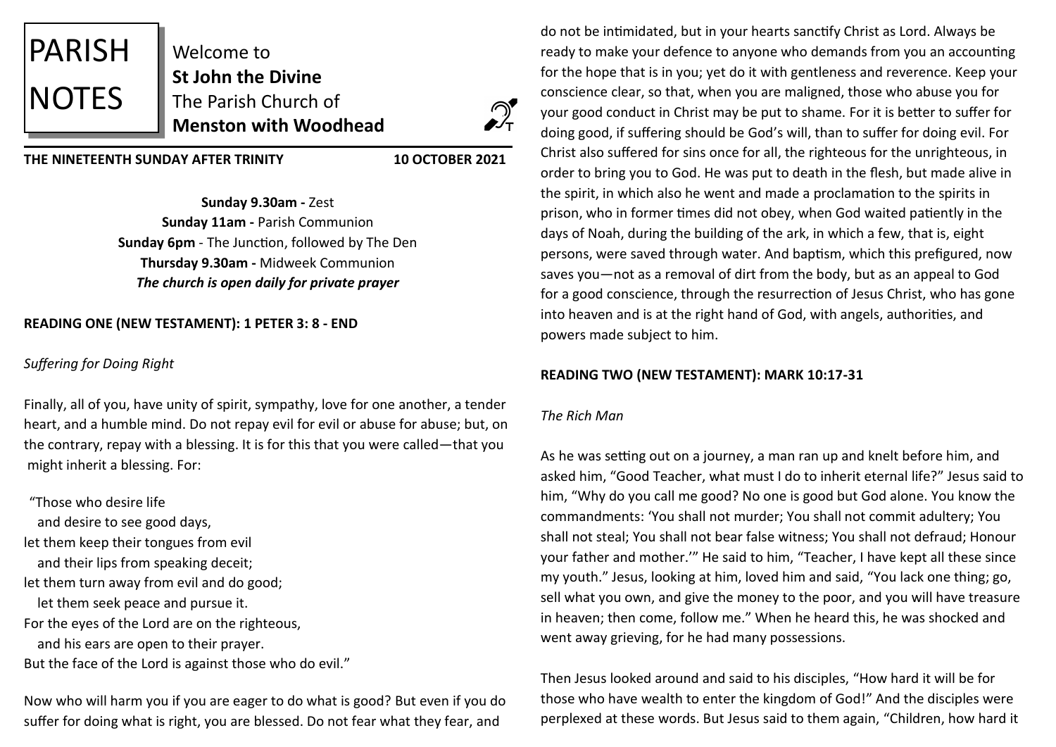# PARISH NOTES

Welcome to
**St John the Divine**
The Parish Church of
**Menston with Woodhead**

**THE NINETEENTH SUNDAY AFTER TRINITY** **10 OCTOBER 2021**

**Sunday 9.30am -** Zest
**Sunday 11am -** Parish Communion
**Sunday 6pm** - The Junction, followed by The Den
**Thursday 9.30am -** Midweek Communion
***The church is open daily for private prayer***

**READING ONE (NEW TESTAMENT): 1 PETER 3: 8 - END**

*Suffering for Doing Right*

Finally, all of you, have unity of spirit, sympathy, love for one another, a tender heart, and a humble mind. Do not repay evil for evil or abuse for abuse; but, on the contrary, repay with a blessing. It is for this that you were called—that you might inherit a blessing. For:

"Those who desire life
and desire to see good days,
let them keep their tongues from evil
and their lips from speaking deceit;
let them turn away from evil and do good;
let them seek peace and pursue it.
For the eyes of the Lord are on the righteous,
and his ears are open to their prayer.
But the face of the Lord is against those who do evil."

Now who will harm you if you are eager to do what is good? But even if you do suffer for doing what is right, you are blessed. Do not fear what they fear, and do not be intimidated, but in your hearts sanctify Christ as Lord. Always be ready to make your defence to anyone who demands from you an accounting for the hope that is in you; yet do it with gentleness and reverence. Keep your conscience clear, so that, when you are maligned, those who abuse you for your good conduct in Christ may be put to shame. For it is better to suffer for doing good, if suffering should be God's will, than to suffer for doing evil. For Christ also suffered for sins once for all, the righteous for the unrighteous, in order to bring you to God. He was put to death in the flesh, but made alive in the spirit, in which also he went and made a proclamation to the spirits in prison, who in former times did not obey, when God waited patiently in the days of Noah, during the building of the ark, in which a few, that is, eight persons, were saved through water. And baptism, which this prefigured, now saves you—not as a removal of dirt from the body, but as an appeal to God for a good conscience, through the resurrection of Jesus Christ, who has gone into heaven and is at the right hand of God, with angels, authorities, and powers made subject to him.

**READING TWO (NEW TESTAMENT): MARK 10:17-31**

*The Rich Man*

As he was setting out on a journey, a man ran up and knelt before him, and asked him, "Good Teacher, what must I do to inherit eternal life?" Jesus said to him, "Why do you call me good? No one is good but God alone. You know the commandments: 'You shall not murder; You shall not commit adultery; You shall not steal; You shall not bear false witness; You shall not defraud; Honour your father and mother.'" He said to him, "Teacher, I have kept all these since my youth." Jesus, looking at him, loved him and said, "You lack one thing; go, sell what you own, and give the money to the poor, and you will have treasure in heaven; then come, follow me." When he heard this, he was shocked and went away grieving, for he had many possessions.

Then Jesus looked around and said to his disciples, "How hard it will be for those who have wealth to enter the kingdom of God!" And the disciples were perplexed at these words. But Jesus said to them again, "Children, how hard it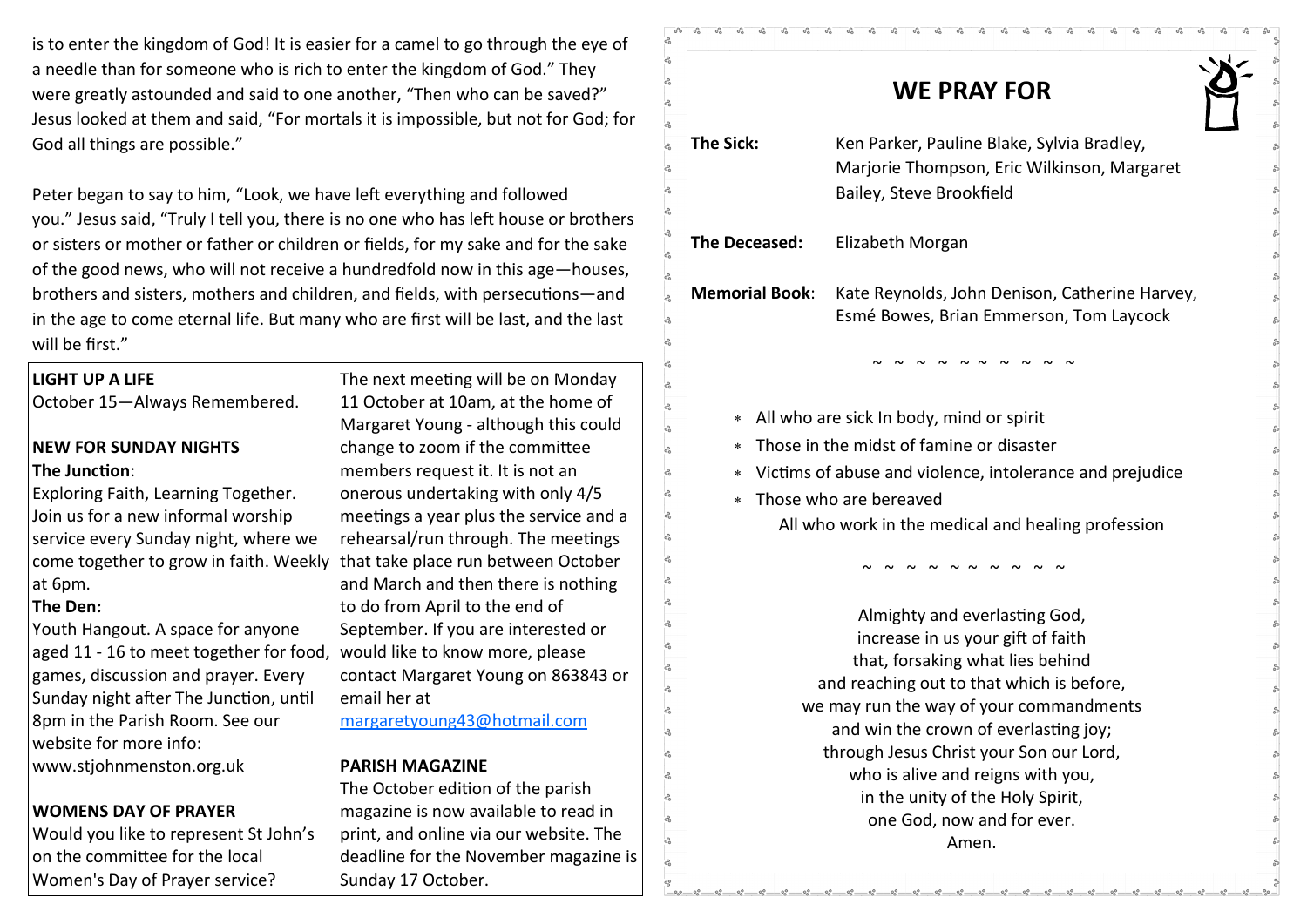is to enter the kingdom of God! It is easier for a camel to go through the eye of a needle than for someone who is rich to enter the kingdom of God." They were greatly astounded and said to one another, "Then who can be saved?" Jesus looked at them and said, "For mortals it is impossible, but not for God; for God all things are possible."

Peter began to say to him, "Look, we have left everything and followed you." Jesus said, "Truly I tell you, there is no one who has left house or brothers or sisters or mother or father or children or fields, for my sake and for the sake of the good news, who will not receive a hundredfold now in this age—houses, brothers and sisters, mothers and children, and fields, with persecutions—and in the age to come eternal life. But many who are first will be last, and the last will be first."

**LIGHT UP A LIFE**
October 15—Always Remembered.

**NEW FOR SUNDAY NIGHTS**

**The Junction**:
Exploring Faith, Learning Together. Join us for a new informal worship service every Sunday night, where we come together to grow in faith. Weekly at 6pm.

**The Den:**
Youth Hangout. A space for anyone aged 11 - 16 to meet together for food, games, discussion and prayer. Every Sunday night after The Junction, until 8pm in the Parish Room. See our website for more info: www.stjohnmenston.org.uk

**WOMENS DAY OF PRAYER**
Would you like to represent St John's on the committee for the local Women's Day of Prayer service? The next meeting will be on Monday 11 October at 10am, at the home of Margaret Young - although this could change to zoom if the committee members request it. It is not an onerous undertaking with only 4/5 meetings a year plus the service and a rehearsal/run through. The meetings that take place run between October and March and then there is nothing to do from April to the end of September. If you are interested or would like to know more, please contact Margaret Young on 863843 or email her at margaretyoung43@hotmail.com

**PARISH MAGAZINE**
The October edition of the parish magazine is now available to read in print, and online via our website. The deadline for the November magazine is Sunday 17 October.

## WE PRAY FOR

**The Sick:** Ken Parker, Pauline Blake, Sylvia Bradley, Marjorie Thompson, Eric Wilkinson, Margaret Bailey, Steve Brookfield

**The Deceased:** Elizabeth Morgan

**Memorial Book**: Kate Reynolds, John Denison, Catherine Harvey, Esmé Bowes, Brian Emmerson, Tom Laycock

~ ~ ~ ~ ~ ~ ~ ~ ~ ~

- All who are sick In body, mind or spirit
- Those in the midst of famine or disaster
- Victims of abuse and violence, intolerance and prejudice
- Those who are bereaved
  All who work in the medical and healing profession

~ ~ ~ ~ ~ ~ ~ ~ ~ ~

Almighty and everlasting God,
increase in us your gift of faith
that, forsaking what lies behind
and reaching out to that which is before,
we may run the way of your commandments
and win the crown of everlasting joy;
through Jesus Christ your Son our Lord,
who is alive and reigns with you,
in the unity of the Holy Spirit,
one God, now and for ever.
Amen.